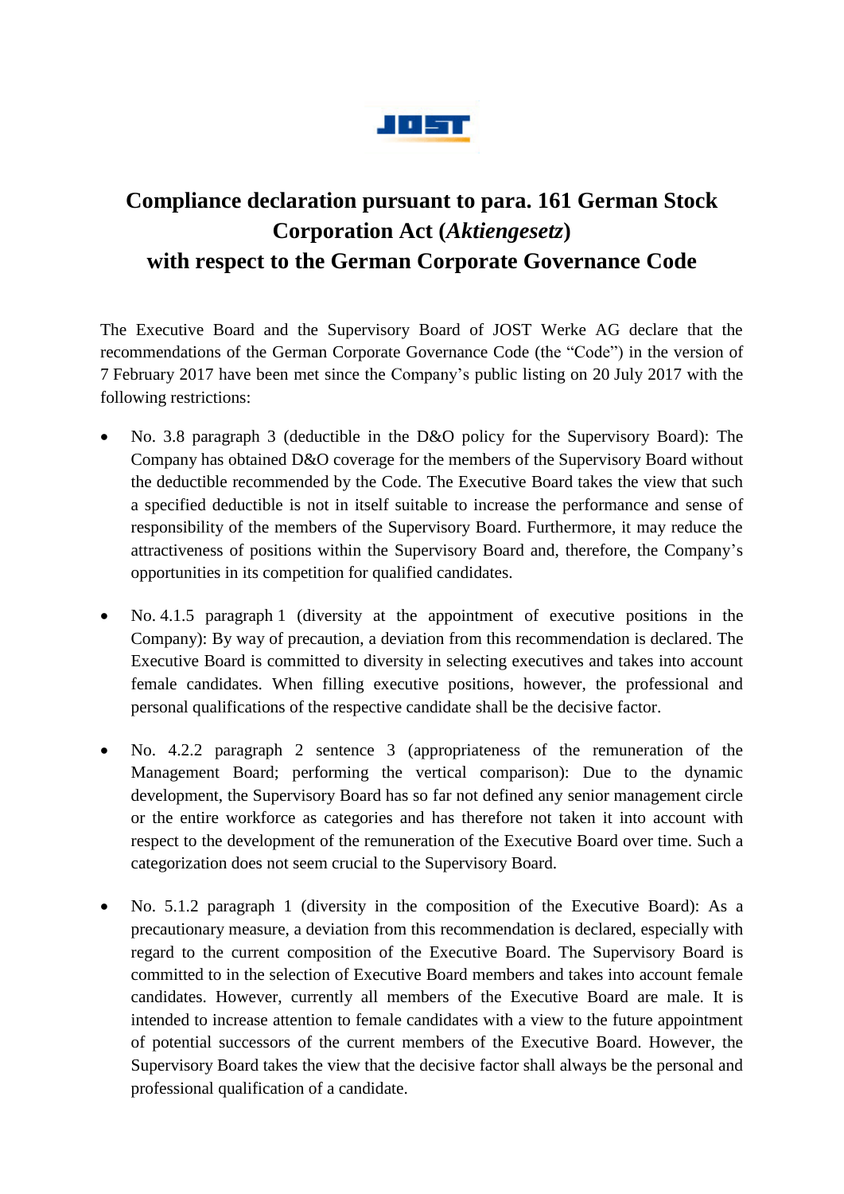# Compliance declaration pursuant to para. 161 German Stock Corporation Act (*Aktiengesetz*) with respect to the German Corporate Governance Code

The Executive Board and the Supervisory Board of JOST Werke AG declare that the recommendations of the German Corporate Governance Code (the "Code") in the version of 7 February 2017 have been met since the Company's public listing on 20 July 2017 with the following restrictions:

- No. 3.8 paragraph 3 (deductible in the D&O policy for the Supervisory Board): The Company has obtained D&O coverage for the members of the Supervisory Board without the deductible recommended by the Code. The Executive Board takes the view that such a specified deductible is not in itself suitable to increase the performance and sense of responsibility of the members of the Supervisory Board. Furthermore, it may reduce the attractiveness of positions within the Supervisory Board and, therefore, the Company's opportunities in its competition for qualified candidates.

- No. 4.1.5 paragraph 1 (diversity at the appointment of executive positions in the Company): By way of precaution, a deviation from this recommendation is declared. The Executive Board is committed to diversity in selecting executives and takes into account female candidates. When filling executive positions, however, the professional and personal qualifications of the respective candidate shall be the decisive factor.

- No. 4.2.2 paragraph 2 sentence 3 (appropriateness of the remuneration of the Management Board; performing the vertical comparison): Due to the dynamic development, the Supervisory Board has so far not defined any senior management circle or the entire workforce as categories and has therefore not taken it into account with respect to the development of the remuneration of the Executive Board over time. Such a categorization does not seem crucial to the Supervisory Board.

- No. 5.1.2 paragraph 1 (diversity in the composition of the Executive Board): As a precautionary measure, a deviation from this recommendation is declared, especially with regard to the current composition of the Executive Board. The Supervisory Board is committed to in the selection of Executive Board members and takes into account female candidates. However, currently all members of the Executive Board are male. It is intended to increase attention to female candidates with a view to the future appointment of potential successors of the current members of the Executive Board. However, the Supervisory Board takes the view that the decisive factor shall always be the personal and professional qualification of a candidate.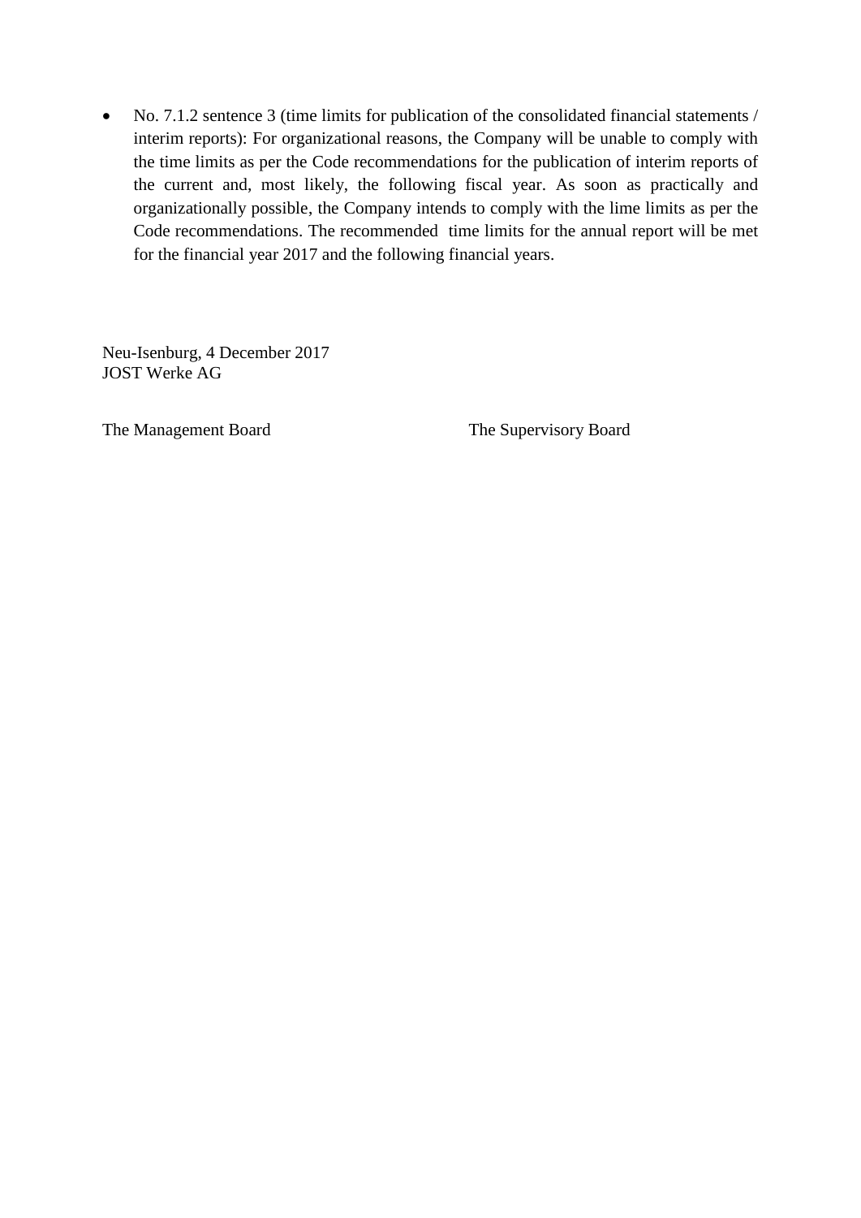- No. 7.1.2 sentence 3 (time limits for publication of the consolidated financial statements / interim reports): For organizational reasons, the Company will be unable to comply with the time limits as per the Code recommendations for the publication of interim reports of the current and, most likely, the following fiscal year. As soon as practically and organizationally possible, the Company intends to comply with the lime limits as per the Code recommendations. The recommended time limits for the annual report will be met for the financial year 2017 and the following financial years.

Neu-Isenburg, 4 December 2017
JOST Werke AG

The Management Board

The Supervisory Board